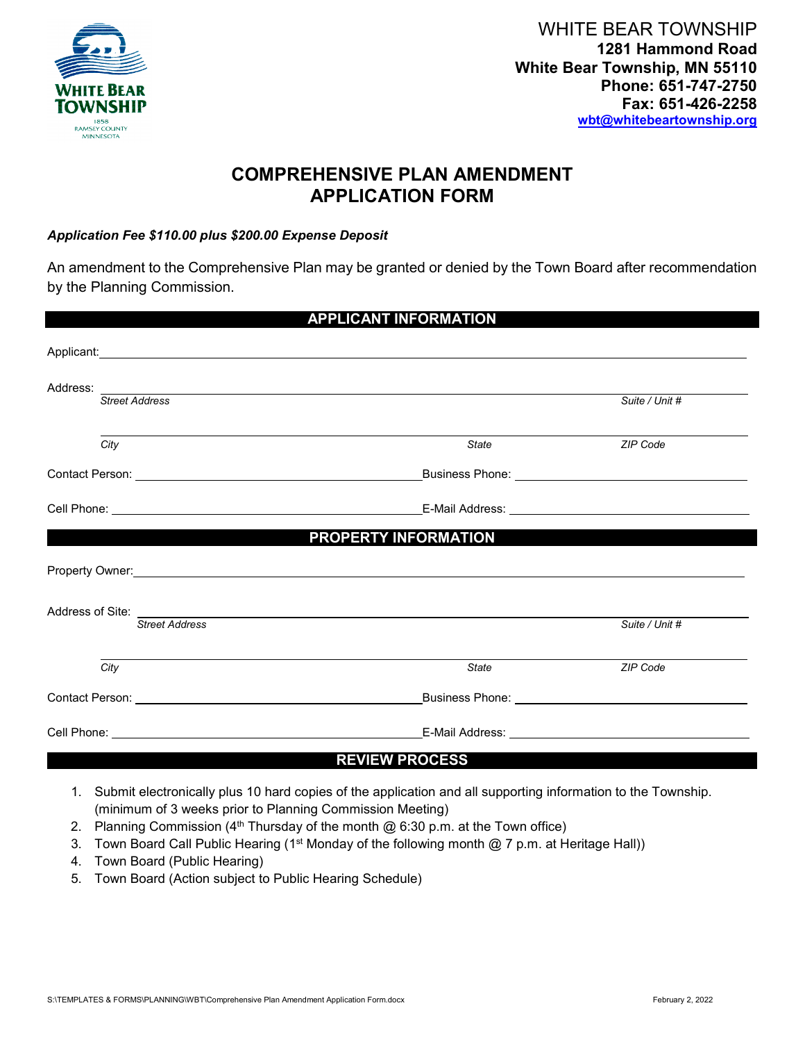WHITE BEAR TOWNSHIP
**1281 Hammond Road**
**White Bear Township, MN 55110**
**Phone: 651-747-2750**
**Fax: 651-426-2258**
**wbt@whitebeartownship.org**

# COMPREHENSIVE PLAN AMENDMENT APPLICATION FORM

***Application Fee $110.00 plus $200.00 Expense Deposit***

An amendment to the Comprehensive Plan may be granted or denied by the Town Board after recommendation by the Planning Commission.

## APPLICANT INFORMATION

Applicant: ______________________________

Address: ______________________________
*Street Address* *Suite / Unit #*

______________________________
*City* *State* *ZIP Code*

Contact Person: ______________________ Business Phone: ______________________

Cell Phone: ______________________ E-Mail Address: ______________________

## PROPERTY INFORMATION

Property Owner: ______________________________

Address of Site: ______________________________
*Street Address* *Suite / Unit #*

______________________________
*City* *State* *ZIP Code*

Contact Person: ______________________ Business Phone: ______________________

Cell Phone: ______________________ E-Mail Address: ______________________

## REVIEW PROCESS

1. Submit electronically plus 10 hard copies of the application and all supporting information to the Township. (minimum of 3 weeks prior to Planning Commission Meeting)
2. Planning Commission (4th Thursday of the month @ 6:30 p.m. at the Town office)
3. Town Board Call Public Hearing (1st Monday of the following month @ 7 p.m. at Heritage Hall))
4. Town Board (Public Hearing)
5. Town Board (Action subject to Public Hearing Schedule)

S:\TEMPLATES & FORMS\PLANNING\WBT\Comprehensive Plan Amendment Application Form.docx February 2, 2022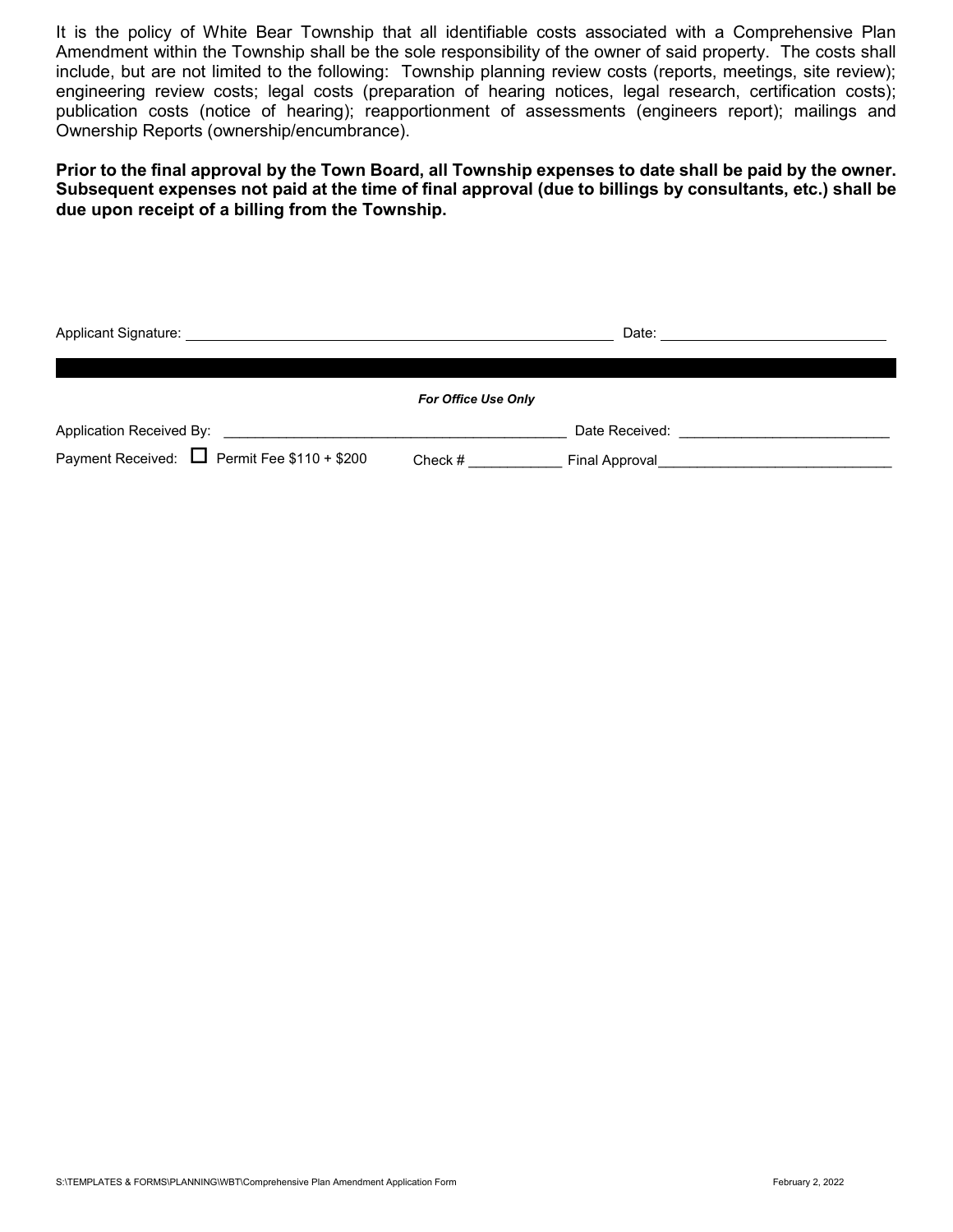It is the policy of White Bear Township that all identifiable costs associated with a Comprehensive Plan Amendment within the Township shall be the sole responsibility of the owner of said property. The costs shall include, but are not limited to the following: Township planning review costs (reports, meetings, site review); engineering review costs; legal costs (preparation of hearing notices, legal research, certification costs); publication costs (notice of hearing); reapportionment of assessments (engineers report); mailings and Ownership Reports (ownership/encumbrance).

**Prior to the final approval by the Town Board, all Township expenses to date shall be paid by the owner. Subsequent expenses not paid at the time of final approval (due to billings by consultants, etc.) shall be due upon receipt of a billing from the Township.**

Applicant Signature: ______________________________ Date: ______________________

*For Office Use Only*

Application Received By: ______________________________ Date Received: ______________________

Payment Received: ☐ Permit Fee $110 + $200 Check # ____________ Final Approval______________________

S:\TEMPLATES & FORMS\PLANNING\WBT\Comprehensive Plan Amendment Application Form February 2, 2022